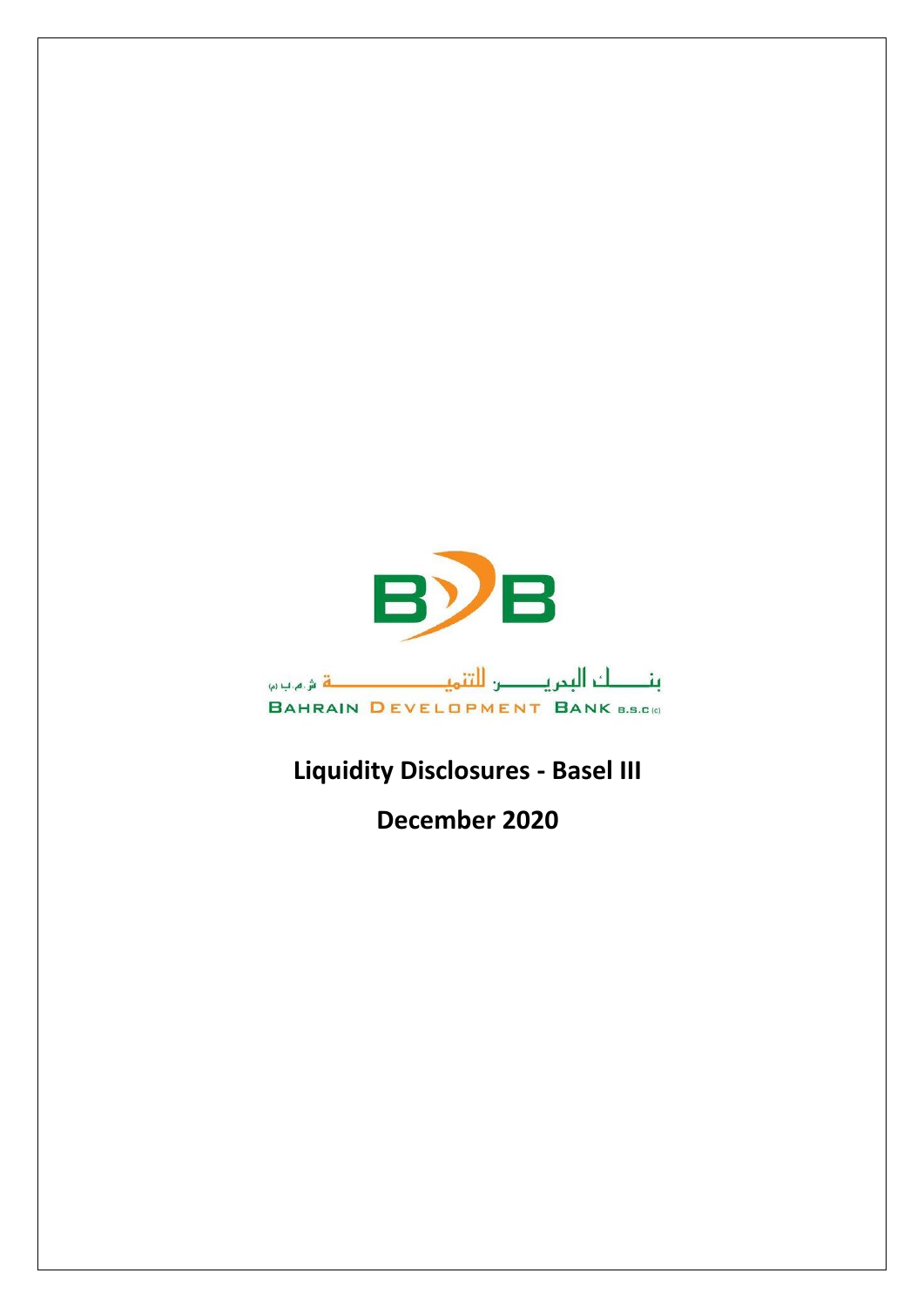بنـــــك البحريــــن للتنميـــــــــــة ش.م.ب (م)

BAHRAIN DEVELOPMENT BANK B.S.C (c)

# Liquidity Disclosures - Basel III

# December 2020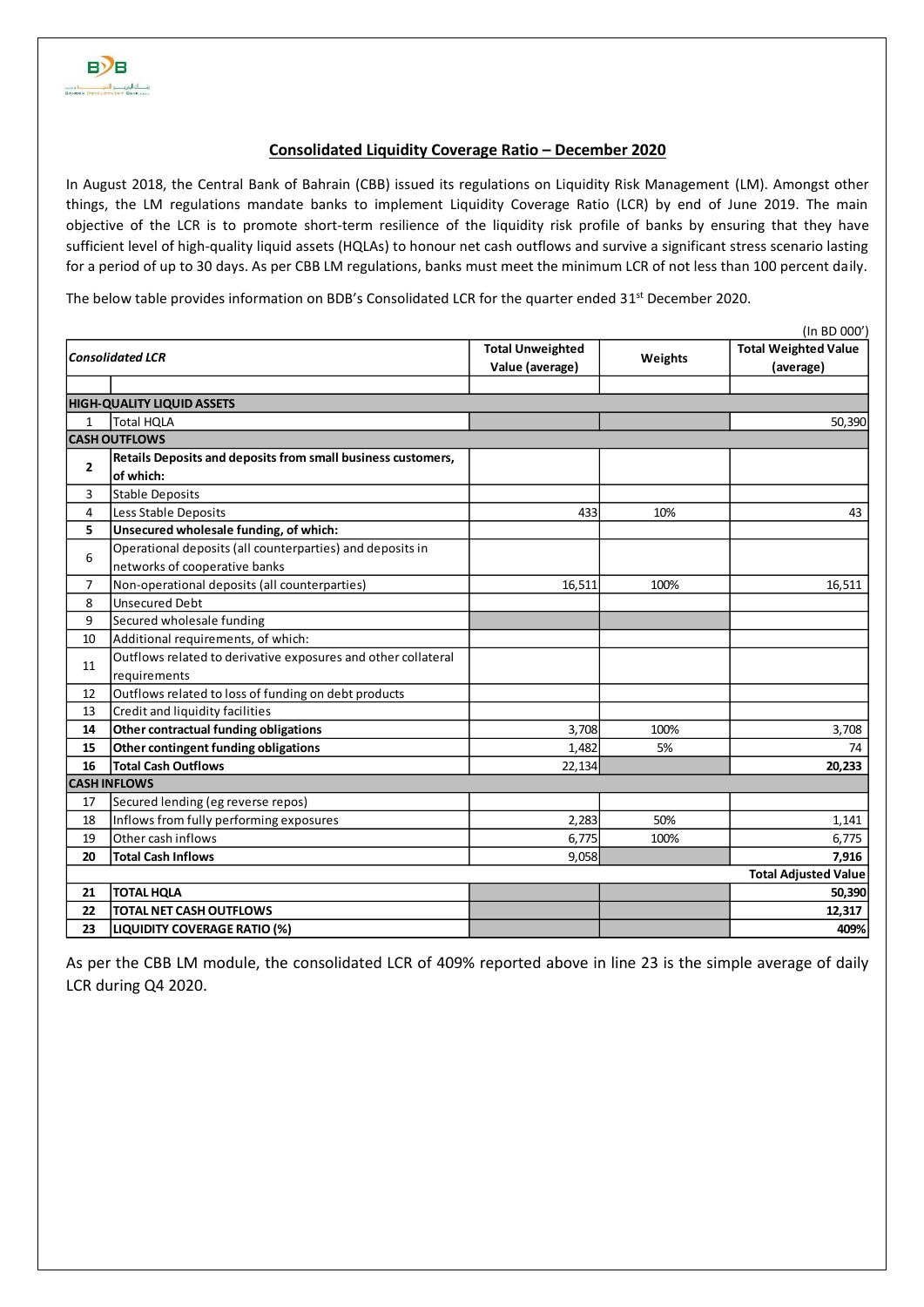## Consolidated Liquidity Coverage Ratio – December 2020

In August 2018, the Central Bank of Bahrain (CBB) issued its regulations on Liquidity Risk Management (LM). Amongst other things, the LM regulations mandate banks to implement Liquidity Coverage Ratio (LCR) by end of June 2019. The main objective of the LCR is to promote short-term resilience of the liquidity risk profile of banks by ensuring that they have sufficient level of high-quality liquid assets (HQLAs) to honour net cash outflows and survive a significant stress scenario lasting for a period of up to 30 days. As per CBB LM regulations, banks must meet the minimum LCR of not less than 100 percent daily.

The below table provides information on BDB's Consolidated LCR for the quarter ended 31st December 2020.

(In BD 000')

| | *Consolidated LCR* | Total Unweighted Value (average) | Weights | Total Weighted Value (average) |
|---|---|---|---|---|
| | | | | |
| **HIGH-QUALITY LIQUID ASSETS** | | | | |
| 1 | Total HQLA | | | 50,390 |
| **CASH OUTFLOWS** | | | | |
| **2** | **Retails Deposits and deposits from small business customers, of which:** | | | |
| 3 | Stable Deposits | | | |
| 4 | Less Stable Deposits | 433 | 10% | 43 |
| **5** | **Unsecured wholesale funding, of which:** | | | |
| 6 | Operational deposits (all counterparties) and deposits in networks of cooperative banks | | | |
| 7 | Non-operational deposits (all counterparties) | 16,511 | 100% | 16,511 |
| 8 | Unsecured Debt | | | |
| 9 | Secured wholesale funding | | | |
| 10 | Additional requirements, of which: | | | |
| 11 | Outflows related to derivative exposures and other collateral requirements | | | |
| 12 | Outflows related to loss of funding on debt products | | | |
| 13 | Credit and liquidity facilities | | | |
| **14** | **Other contractual funding obligations** | 3,708 | 100% | 3,708 |
| **15** | **Other contingent funding obligations** | 1,482 | 5% | 74 |
| **16** | **Total Cash Outflows** | 22,134 | | **20,233** |
| **CASH INFLOWS** | | | | |
| 17 | Secured lending (eg reverse repos) | | | |
| 18 | Inflows from fully performing exposures | 2,283 | 50% | 1,141 |
| 19 | Other cash inflows | 6,775 | 100% | 6,775 |
| **20** | **Total Cash Inflows** | 9,058 | | **7,916** |
| | | | | **Total Adjusted Value** |
| **21** | **TOTAL HQLA** | | | **50,390** |
| **22** | **TOTAL NET CASH OUTFLOWS** | | | **12,317** |
| **23** | **LIQUIDITY COVERAGE RATIO (%)** | | | **409%** |

As per the CBB LM module, the consolidated LCR of 409% reported above in line 23 is the simple average of daily LCR during Q4 2020.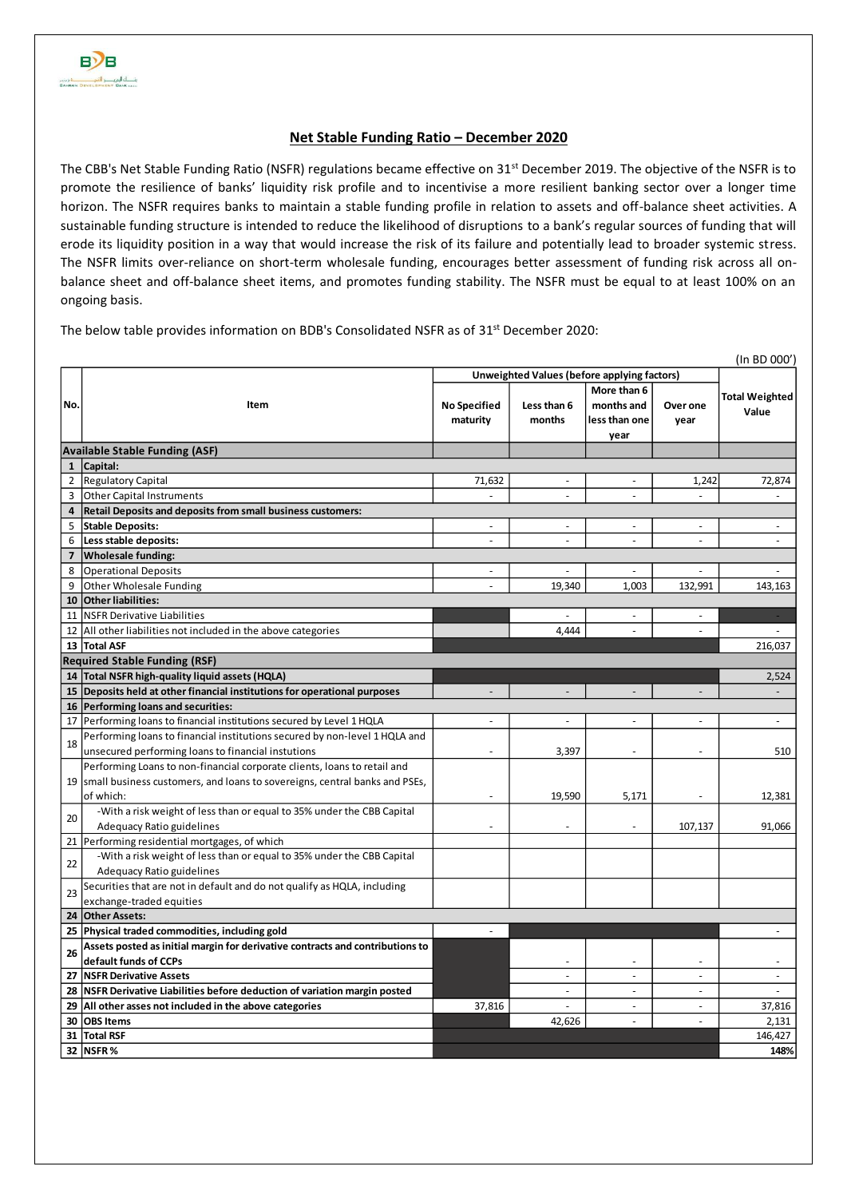## Net Stable Funding Ratio – December 2020

The CBB's Net Stable Funding Ratio (NSFR) regulations became effective on 31st December 2019. The objective of the NSFR is to promote the resilience of banks' liquidity risk profile and to incentivise a more resilient banking sector over a longer time horizon. The NSFR requires banks to maintain a stable funding profile in relation to assets and off-balance sheet activities. A sustainable funding structure is intended to reduce the likelihood of disruptions to a bank's regular sources of funding that will erode its liquidity position in a way that would increase the risk of its failure and potentially lead to broader systemic stress. The NSFR limits over-reliance on short-term wholesale funding, encourages better assessment of funding risk across all on-balance sheet and off-balance sheet items, and promotes funding stability. The NSFR must be equal to at least 100% on an ongoing basis.

The below table provides information on BDB's Consolidated NSFR as of 31st December 2020:

(In BD 000')

| No. | Item | Unweighted Values (before applying factors) | | | | Total Weighted Value |
|---|---|---|---|---|---|---|
| | | No Specified maturity | Less than 6 months | More than 6 months and less than one year | Over one year | |
| **Available Stable Funding (ASF)** | | | | | | |
| 1 | **Capital:** | | | | | |
| 2 | Regulatory Capital | 71,632 | - | - | 1,242 | 72,874 |
| 3 | Other Capital Instruments | - | - | - | - | - |
| 4 | **Retail Deposits and deposits from small business customers:** | | | | | |
| 5 | **Stable Deposits:** | - | - | - | - | - |
| 6 | **Less stable deposits:** | - | - | - | - | - |
| 7 | **Wholesale funding:** | | | | | |
| 8 | Operational Deposits | - | - | - | - | - |
| 9 | Other Wholesale Funding | - | 19,340 | 1,003 | 132,991 | 143,163 |
| 10 | **Other liabilities:** | | | | | |
| 11 | NSFR Derivative Liabilities | | - | - | - | - |
| 12 | All other liabilities not included in the above categories | | 4,444 | - | - | - |
| 13 | **Total ASF** | | | | | 216,037 |
| **Required Stable Funding (RSF)** | | | | | | |
| 14 | **Total NSFR high-quality liquid assets (HQLA)** | | | | | 2,524 |
| 15 | **Deposits held at other financial institutions for operational purposes** | - | - | - | - | - |
| 16 | **Performing loans and securities:** | | | | | |
| 17 | Performing loans to financial institutions secured by Level 1 HQLA | - | - | - | - | - |
| 18 | Performing loans to financial institutions secured by non-level 1 HQLA and unsecured performing loans to financial instutions | - | 3,397 | - | - | 510 |
| 19 | Performing Loans to non-financial corporate clients, loans to retail and small business customers, and loans to sovereigns, central banks and PSEs, of which: | - | 19,590 | 5,171 | - | 12,381 |
| 20 | -With a risk weight of less than or equal to 35% under the CBB Capital Adequacy Ratio guidelines | - | - | - | 107,137 | 91,066 |
| 21 | Performing residential mortgages, of which | | | | | |
| 22 | -With a risk weight of less than or equal to 35% under the CBB Capital Adequacy Ratio guidelines | | | | | |
| 23 | Securities that are not in default and do not qualify as HQLA, including exchange-traded equities | | | | | |
| 24 | **Other Assets:** | | | | | |
| 25 | **Physical traded commodities, including gold** | - | | | | - |
| 26 | **Assets posted as initial margin for derivative contracts and contributions to default funds of CCPs** | | - | - | - | - |
| 27 | **NSFR Derivative Assets** | | - | - | - | - |
| 28 | **NSFR Derivative Liabilities before deduction of variation margin posted** | | - | - | - | - |
| 29 | **All other asses not included in the above categories** | 37,816 | - | - | - | 37,816 |
| 30 | **OBS Items** | | 42,626 | - | - | 2,131 |
| 31 | **Total RSF** | | | | | 146,427 |
| 32 | **NSFR %** | | | | | **148%** |